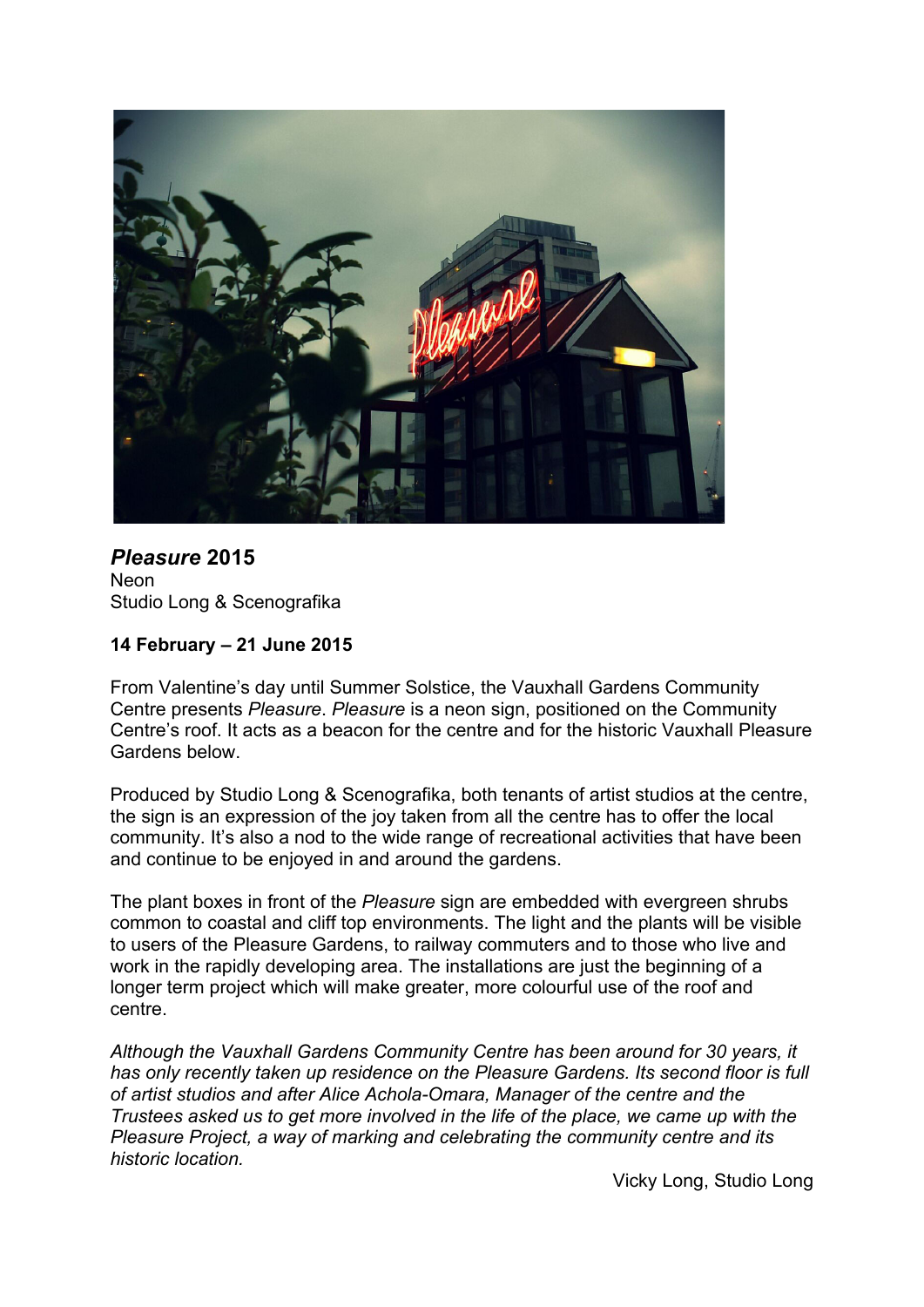***Pleasure* 2015**
Neon
Studio Long & Scenografika

**14 February – 21 June 2015**

From Valentine's day until Summer Solstice, the Vauxhall Gardens Community Centre presents *Pleasure*. *Pleasure* is a neon sign, positioned on the Community Centre's roof. It acts as a beacon for the centre and for the historic Vauxhall Pleasure Gardens below.

Produced by Studio Long & Scenografika, both tenants of artist studios at the centre, the sign is an expression of the joy taken from all the centre has to offer the local community. It's also a nod to the wide range of recreational activities that have been and continue to be enjoyed in and around the gardens.

The plant boxes in front of the *Pleasure* sign are embedded with evergreen shrubs common to coastal and cliff top environments. The light and the plants will be visible to users of the Pleasure Gardens, to railway commuters and to those who live and work in the rapidly developing area. The installations are just the beginning of a longer term project which will make greater, more colourful use of the roof and centre.

*Although the Vauxhall Gardens Community Centre has been around for 30 years, it has only recently taken up residence on the Pleasure Gardens. Its second floor is full of artist studios and after Alice Achola-Omara, Manager of the centre and the Trustees asked us to get more involved in the life of the place, we came up with the Pleasure Project, a way of marking and celebrating the community centre and its historic location.*

Vicky Long, Studio Long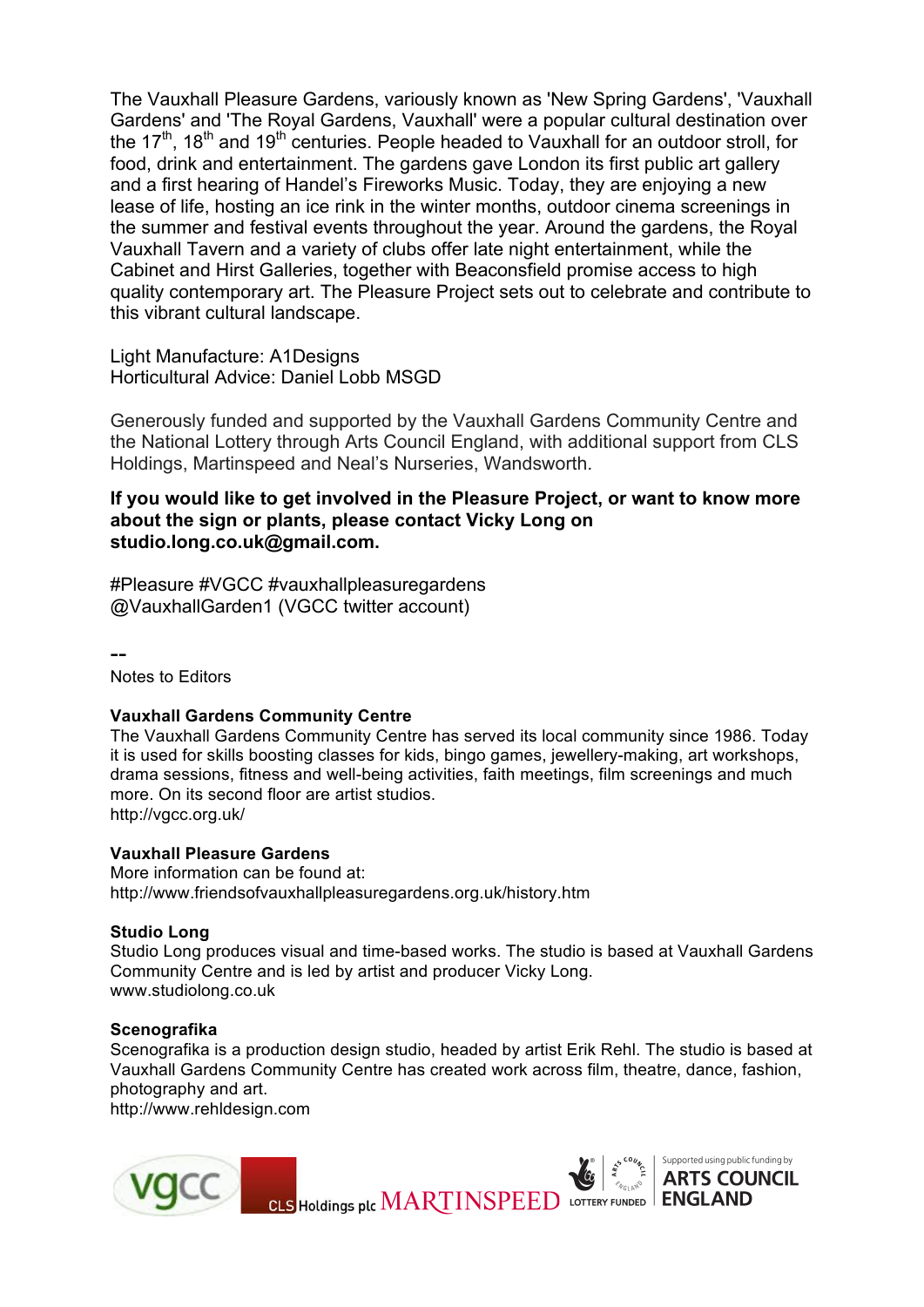The Vauxhall Pleasure Gardens, variously known as 'New Spring Gardens', 'Vauxhall Gardens' and 'The Royal Gardens, Vauxhall' were a popular cultural destination over the 17th, 18th and 19th centuries. People headed to Vauxhall for an outdoor stroll, for food, drink and entertainment. The gardens gave London its first public art gallery and a first hearing of Handel's Fireworks Music. Today, they are enjoying a new lease of life, hosting an ice rink in the winter months, outdoor cinema screenings in the summer and festival events throughout the year. Around the gardens, the Royal Vauxhall Tavern and a variety of clubs offer late night entertainment, while the Cabinet and Hirst Galleries, together with Beaconsfield promise access to high quality contemporary art. The Pleasure Project sets out to celebrate and contribute to this vibrant cultural landscape.

Light Manufacture: A1Designs
Horticultural Advice: Daniel Lobb MSGD

Generously funded and supported by the Vauxhall Gardens Community Centre and the National Lottery through Arts Council England, with additional support from CLS Holdings, Martinspeed and Neal's Nurseries, Wandsworth.

**If you would like to get involved in the Pleasure Project, or want to know more about the sign or plants, please contact Vicky Long on studio.long.co.uk@gmail.com.**

#Pleasure #VGCC #vauxhallpleasuregardens
@VauxhallGarden1 (VGCC twitter account)

--

Notes to Editors

**Vauxhall Gardens Community Centre**
The Vauxhall Gardens Community Centre has served its local community since 1986. Today it is used for skills boosting classes for kids, bingo games, jewellery-making, art workshops, drama sessions, fitness and well-being activities, faith meetings, film screenings and much more. On its second floor are artist studios.
http://vgcc.org.uk/

**Vauxhall Pleasure Gardens**
More information can be found at:
http://www.friendsofvauxhallpleasuregardens.org.uk/history.htm

**Studio Long**
Studio Long produces visual and time-based works. The studio is based at Vauxhall Gardens Community Centre and is led by artist and producer Vicky Long.
www.studiolong.co.uk

**Scenografika**
Scenografika is a production design studio, headed by artist Erik Rehl. The studio is based at Vauxhall Gardens Community Centre has created work across film, theatre, dance, fashion, photography and art.
http://www.rehldesign.com

vgcc CLS Holdings plc MARTINSPEED LOTTERY FUNDED Supported using public funding by ARTS COUNCIL ENGLAND